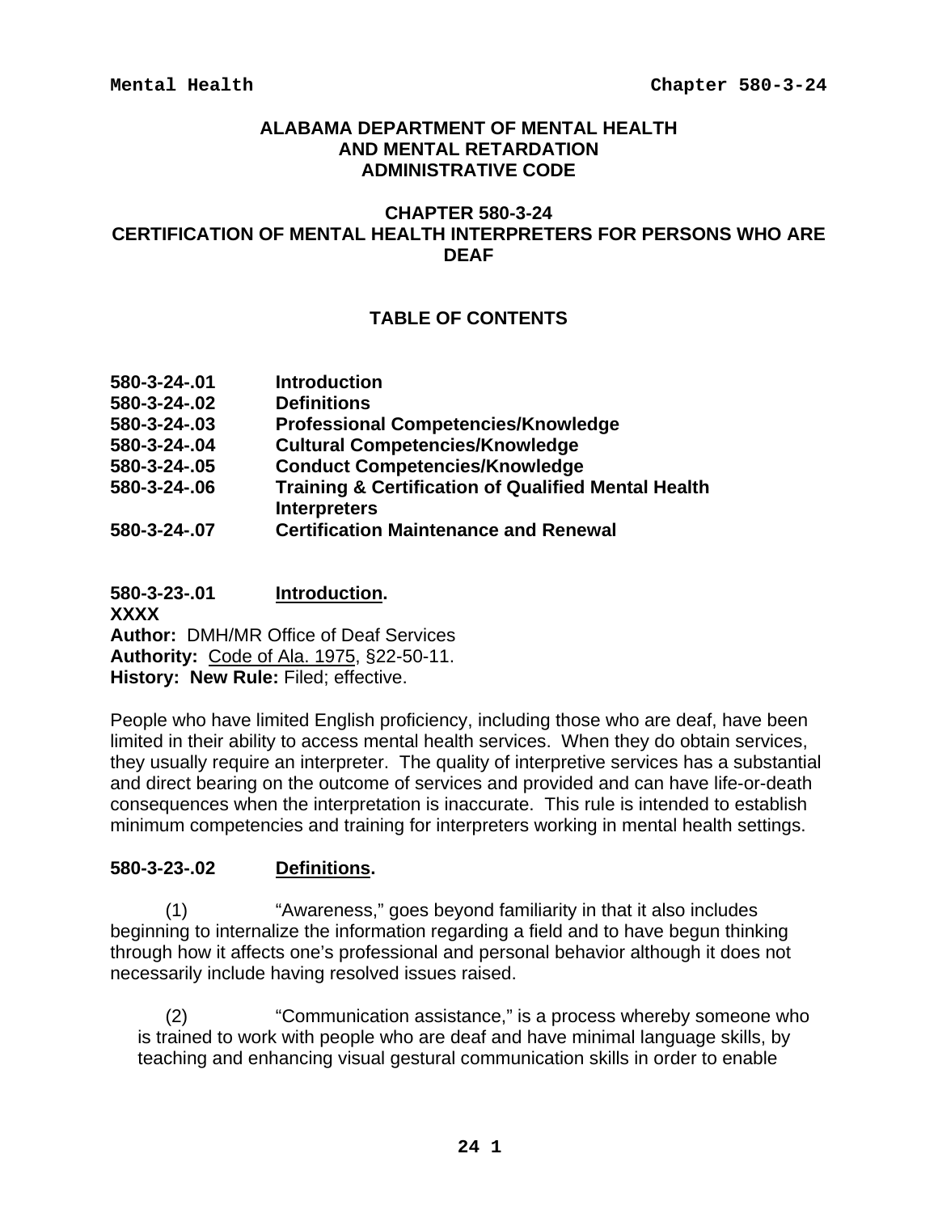# ALABAMA DEPARTMENT OF MENTAL HEALTH AND MENTAL RETARDATION ADMINISTRATIVE CODE

## CHAPTER 580-3-24
## CERTIFICATION OF MENTAL HEALTH INTERPRETERS FOR PERSONS WHO ARE DEAF

### TABLE OF CONTENTS

| | |
|---|---|
| **580-3-24-.01** | **Introduction** |
| **580-3-24-.02** | **Definitions** |
| **580-3-24-.03** | **Professional Competencies/Knowledge** |
| **580-3-24-.04** | **Cultural Competencies/Knowledge** |
| **580-3-24-.05** | **Conduct Competencies/Knowledge** |
| **580-3-24-.06** | **Training & Certification of Qualified Mental Health Interpreters** |
| **580-3-24-.07** | **Certification Maintenance and Renewal** |

**580-3-23-.01 Introduction.**
**XXXX**
**Author:** DMH/MR Office of Deaf Services
**Authority:** Code of Ala. 1975, §22-50-11.
**History: New Rule:** Filed; effective.

People who have limited English proficiency, including those who are deaf, have been limited in their ability to access mental health services. When they do obtain services, they usually require an interpreter. The quality of interpretive services has a substantial and direct bearing on the outcome of services and provided and can have life-or-death consequences when the interpretation is inaccurate. This rule is intended to establish minimum competencies and training for interpreters working in mental health settings.

**580-3-23-.02 Definitions.**

(1) "Awareness," goes beyond familiarity in that it also includes beginning to internalize the information regarding a field and to have begun thinking through how it affects one's professional and personal behavior although it does not necessarily include having resolved issues raised.

(2) "Communication assistance," is a process whereby someone who is trained to work with people who are deaf and have minimal language skills, by teaching and enhancing visual gestural communication skills in order to enable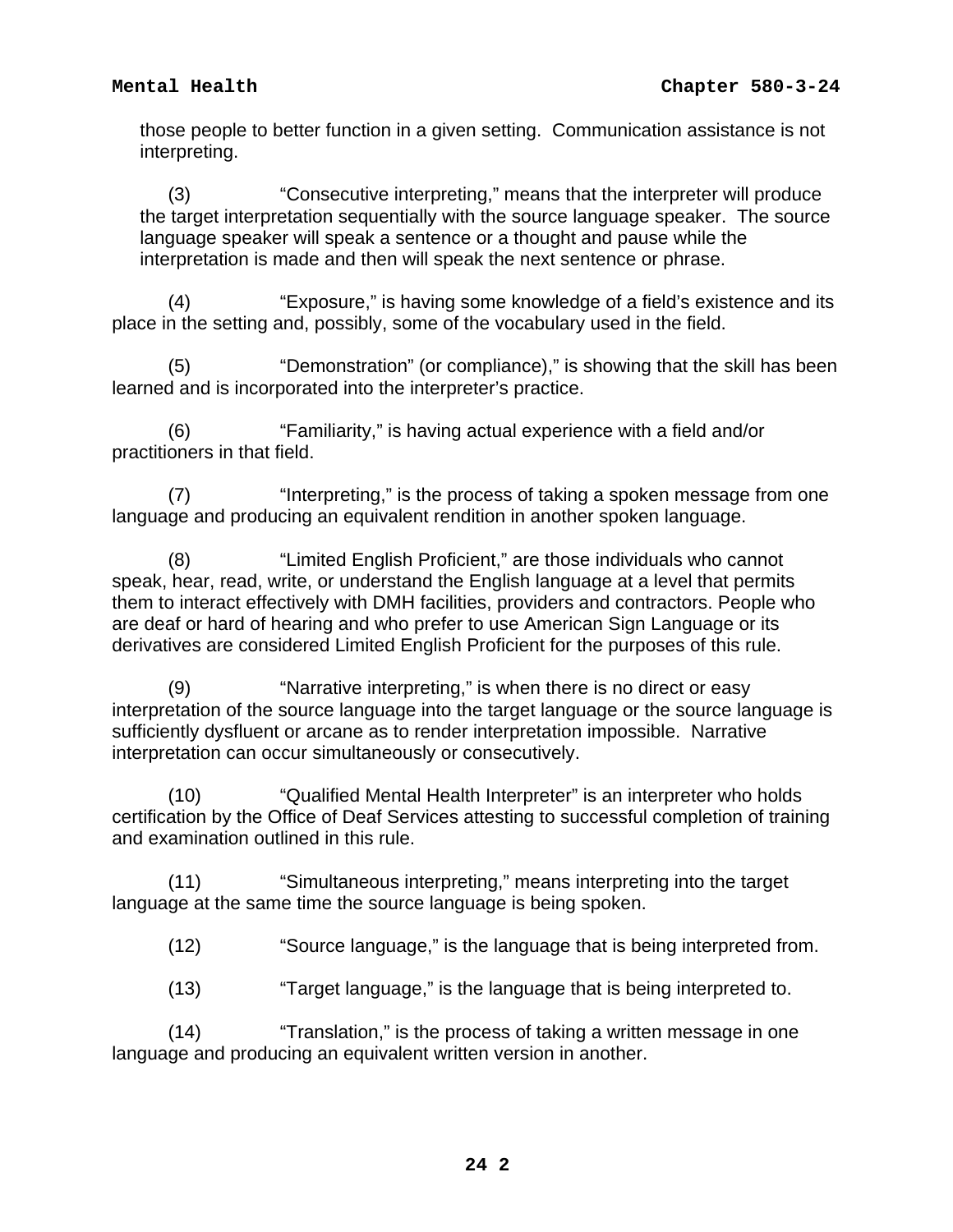those people to better function in a given setting. Communication assistance is not interpreting.

(3) "Consecutive interpreting," means that the interpreter will produce the target interpretation sequentially with the source language speaker. The source language speaker will speak a sentence or a thought and pause while the interpretation is made and then will speak the next sentence or phrase.

(4) "Exposure," is having some knowledge of a field's existence and its place in the setting and, possibly, some of the vocabulary used in the field.

(5) "Demonstration" (or compliance)," is showing that the skill has been learned and is incorporated into the interpreter's practice.

(6) "Familiarity," is having actual experience with a field and/or practitioners in that field.

(7) "Interpreting," is the process of taking a spoken message from one language and producing an equivalent rendition in another spoken language.

(8) "Limited English Proficient," are those individuals who cannot speak, hear, read, write, or understand the English language at a level that permits them to interact effectively with DMH facilities, providers and contractors. People who are deaf or hard of hearing and who prefer to use American Sign Language or its derivatives are considered Limited English Proficient for the purposes of this rule.

(9) "Narrative interpreting," is when there is no direct or easy interpretation of the source language into the target language or the source language is sufficiently dysfluent or arcane as to render interpretation impossible. Narrative interpretation can occur simultaneously or consecutively.

(10) "Qualified Mental Health Interpreter" is an interpreter who holds certification by the Office of Deaf Services attesting to successful completion of training and examination outlined in this rule.

(11) "Simultaneous interpreting," means interpreting into the target language at the same time the source language is being spoken.

(12) "Source language," is the language that is being interpreted from.

(13) "Target language," is the language that is being interpreted to.

(14) "Translation," is the process of taking a written message in one language and producing an equivalent written version in another.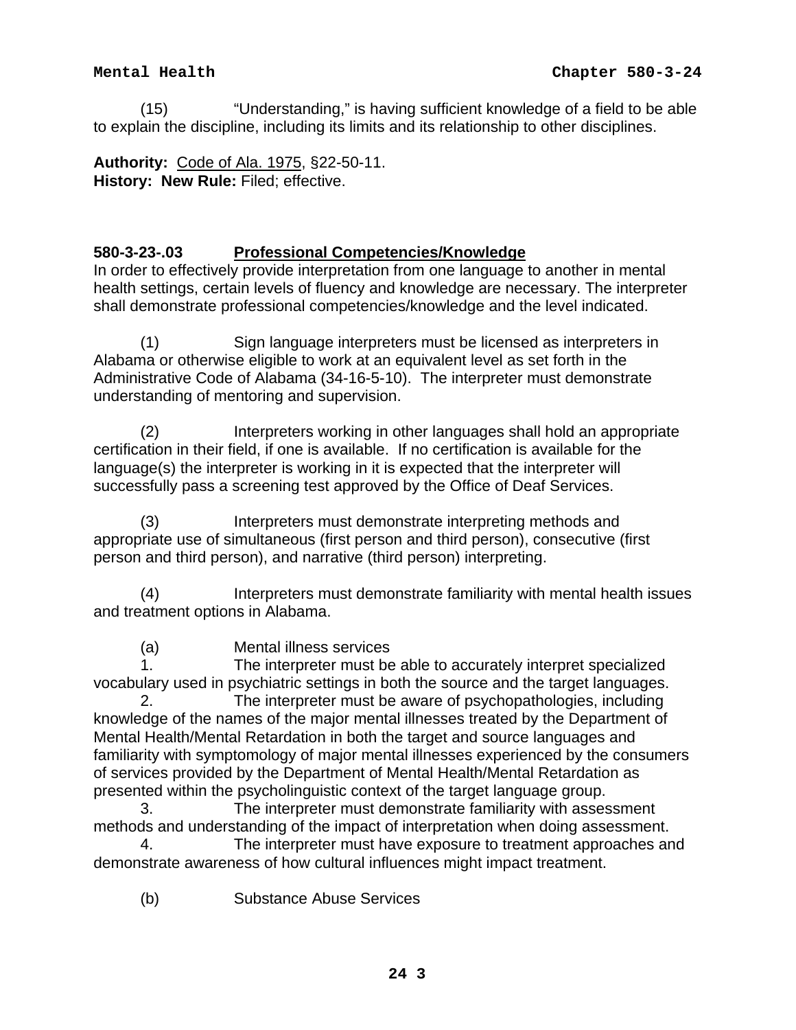(15) "Understanding," is having sufficient knowledge of a field to be able to explain the discipline, including its limits and its relationship to other disciplines.

**Authority:** Code of Ala. 1975, §22-50-11.
**History: New Rule:** Filed; effective.

### 580-3-23-.03 Professional Competencies/Knowledge

In order to effectively provide interpretation from one language to another in mental health settings, certain levels of fluency and knowledge are necessary. The interpreter shall demonstrate professional competencies/knowledge and the level indicated.

(1) Sign language interpreters must be licensed as interpreters in Alabama or otherwise eligible to work at an equivalent level as set forth in the Administrative Code of Alabama (34-16-5-10). The interpreter must demonstrate understanding of mentoring and supervision.

(2) Interpreters working in other languages shall hold an appropriate certification in their field, if one is available. If no certification is available for the language(s) the interpreter is working in it is expected that the interpreter will successfully pass a screening test approved by the Office of Deaf Services.

(3) Interpreters must demonstrate interpreting methods and appropriate use of simultaneous (first person and third person), consecutive (first person and third person), and narrative (third person) interpreting.

(4) Interpreters must demonstrate familiarity with mental health issues and treatment options in Alabama.

(a) Mental illness services

1. The interpreter must be able to accurately interpret specialized vocabulary used in psychiatric settings in both the source and the target languages.
2. The interpreter must be aware of psychopathologies, including knowledge of the names of the major mental illnesses treated by the Department of Mental Health/Mental Retardation in both the target and source languages and familiarity with symptomology of major mental illnesses experienced by the consumers of services provided by the Department of Mental Health/Mental Retardation as presented within the psycholinguistic context of the target language group.
3. The interpreter must demonstrate familiarity with assessment methods and understanding of the impact of interpretation when doing assessment.
4. The interpreter must have exposure to treatment approaches and demonstrate awareness of how cultural influences might impact treatment.

(b) Substance Abuse Services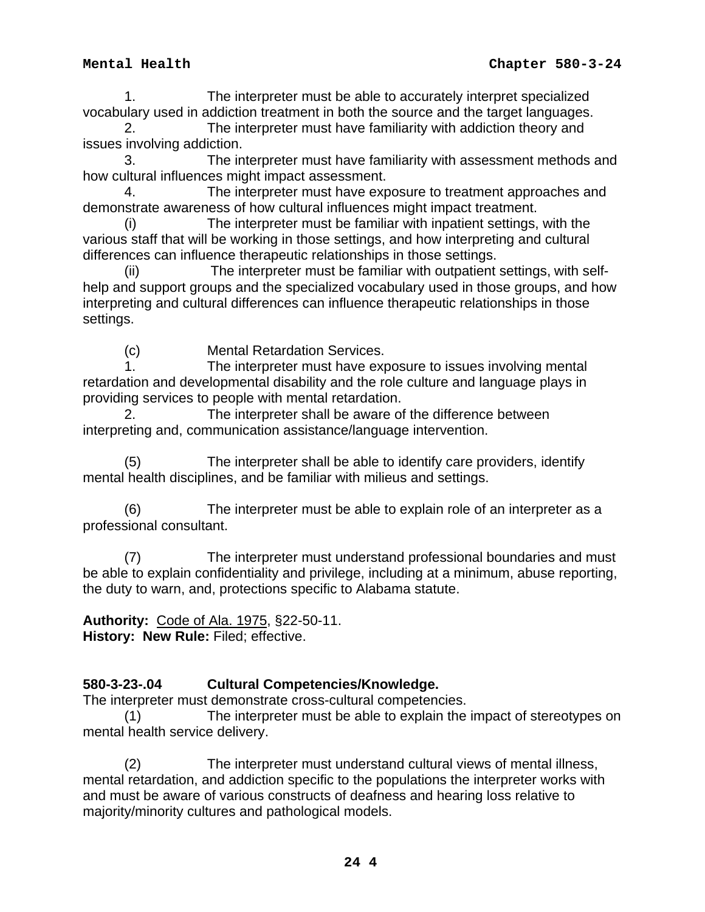1. The interpreter must be able to accurately interpret specialized vocabulary used in addiction treatment in both the source and the target languages.

2. The interpreter must have familiarity with addiction theory and issues involving addiction.

3. The interpreter must have familiarity with assessment methods and how cultural influences might impact assessment.

4. The interpreter must have exposure to treatment approaches and demonstrate awareness of how cultural influences might impact treatment.

(i) The interpreter must be familiar with inpatient settings, with the various staff that will be working in those settings, and how interpreting and cultural differences can influence therapeutic relationships in those settings.

(ii) The interpreter must be familiar with outpatient settings, with self-help and support groups and the specialized vocabulary used in those groups, and how interpreting and cultural differences can influence therapeutic relationships in those settings.

(c) Mental Retardation Services.

1. The interpreter must have exposure to issues involving mental retardation and developmental disability and the role culture and language plays in providing services to people with mental retardation.

2. The interpreter shall be aware of the difference between interpreting and, communication assistance/language intervention.

(5) The interpreter shall be able to identify care providers, identify mental health disciplines, and be familiar with milieus and settings.

(6) The interpreter must be able to explain role of an interpreter as a professional consultant.

(7) The interpreter must understand professional boundaries and must be able to explain confidentiality and privilege, including at a minimum, abuse reporting, the duty to warn, and, protections specific to Alabama statute.

**Authority:** Code of Ala. 1975, §22-50-11.
**History: New Rule:** Filed; effective.

**580-3-23-.04 Cultural Competencies/Knowledge.**
The interpreter must demonstrate cross-cultural competencies.

(1) The interpreter must be able to explain the impact of stereotypes on mental health service delivery.

(2) The interpreter must understand cultural views of mental illness, mental retardation, and addiction specific to the populations the interpreter works with and must be aware of various constructs of deafness and hearing loss relative to majority/minority cultures and pathological models.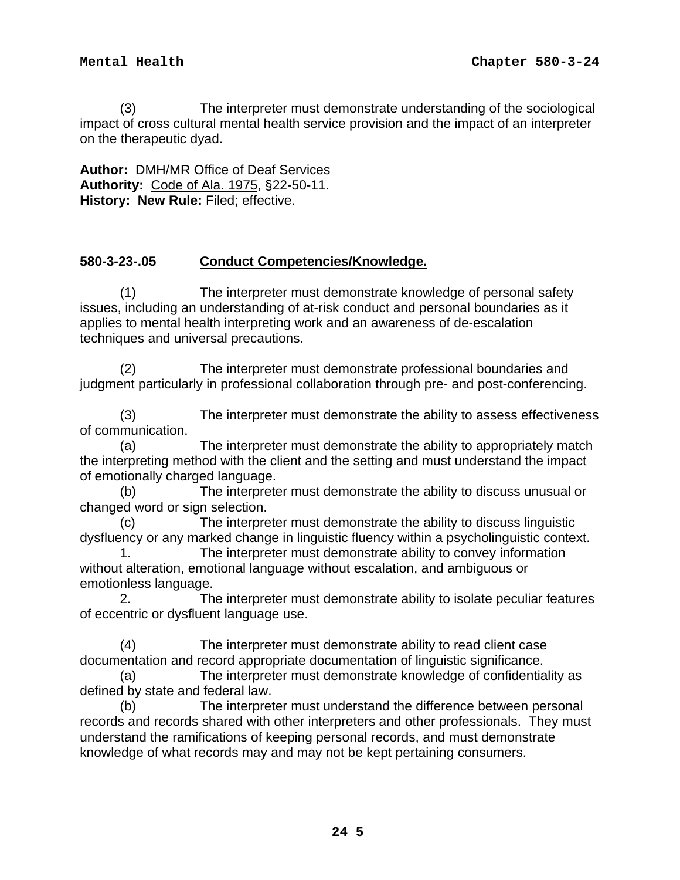(3) The interpreter must demonstrate understanding of the sociological impact of cross cultural mental health service provision and the impact of an interpreter on the therapeutic dyad.

**Author:** DMH/MR Office of Deaf Services
**Authority:** Code of Ala. 1975, §22-50-11.
**History: New Rule:** Filed; effective.

**580-3-23-.05 Conduct Competencies/Knowledge.**

(1) The interpreter must demonstrate knowledge of personal safety issues, including an understanding of at-risk conduct and personal boundaries as it applies to mental health interpreting work and an awareness of de-escalation techniques and universal precautions.

(2) The interpreter must demonstrate professional boundaries and judgment particularly in professional collaboration through pre- and post-conferencing.

(3) The interpreter must demonstrate the ability to assess effectiveness of communication.

(a) The interpreter must demonstrate the ability to appropriately match the interpreting method with the client and the setting and must understand the impact of emotionally charged language.

(b) The interpreter must demonstrate the ability to discuss unusual or changed word or sign selection.

(c) The interpreter must demonstrate the ability to discuss linguistic dysfluency or any marked change in linguistic fluency within a psycholinguistic context.

1. The interpreter must demonstrate ability to convey information without alteration, emotional language without escalation, and ambiguous or emotionless language.

2. The interpreter must demonstrate ability to isolate peculiar features of eccentric or dysfluent language use.

(4) The interpreter must demonstrate ability to read client case documentation and record appropriate documentation of linguistic significance.

(a) The interpreter must demonstrate knowledge of confidentiality as defined by state and federal law.

(b) The interpreter must understand the difference between personal records and records shared with other interpreters and other professionals. They must understand the ramifications of keeping personal records, and must demonstrate knowledge of what records may and may not be kept pertaining consumers.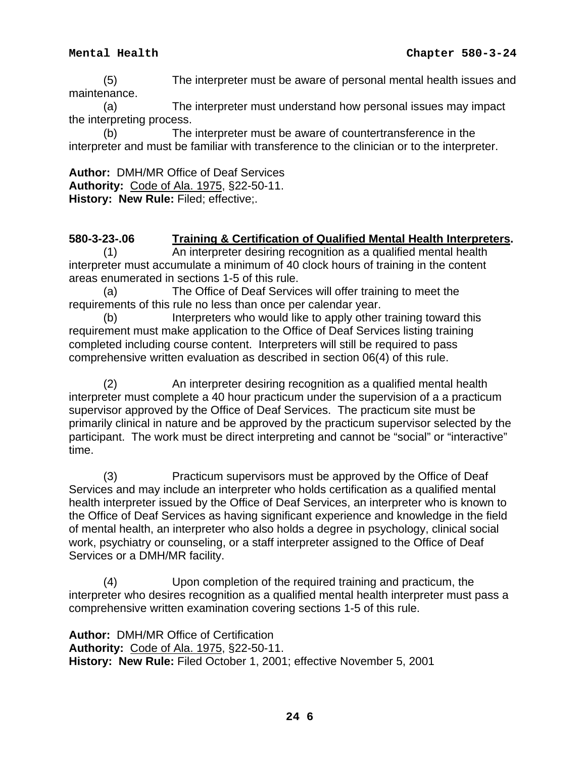(5) The interpreter must be aware of personal mental health issues and maintenance.

(a) The interpreter must understand how personal issues may impact the interpreting process.

(b) The interpreter must be aware of countertransference in the interpreter and must be familiar with transference to the clinician or to the interpreter.

**Author:** DMH/MR Office of Deaf Services
**Authority:** Code of Ala. 1975, §22-50-11.
**History: New Rule:** Filed; effective;.

**580-3-23-.06 Training & Certification of Qualified Mental Health Interpreters.**

(1) An interpreter desiring recognition as a qualified mental health interpreter must accumulate a minimum of 40 clock hours of training in the content areas enumerated in sections 1-5 of this rule.

(a) The Office of Deaf Services will offer training to meet the requirements of this rule no less than once per calendar year.

(b) Interpreters who would like to apply other training toward this requirement must make application to the Office of Deaf Services listing training completed including course content. Interpreters will still be required to pass comprehensive written evaluation as described in section 06(4) of this rule.

(2) An interpreter desiring recognition as a qualified mental health interpreter must complete a 40 hour practicum under the supervision of a a practicum supervisor approved by the Office of Deaf Services. The practicum site must be primarily clinical in nature and be approved by the practicum supervisor selected by the participant. The work must be direct interpreting and cannot be "social" or "interactive" time.

(3) Practicum supervisors must be approved by the Office of Deaf Services and may include an interpreter who holds certification as a qualified mental health interpreter issued by the Office of Deaf Services, an interpreter who is known to the Office of Deaf Services as having significant experience and knowledge in the field of mental health, an interpreter who also holds a degree in psychology, clinical social work, psychiatry or counseling, or a staff interpreter assigned to the Office of Deaf Services or a DMH/MR facility.

(4) Upon completion of the required training and practicum, the interpreter who desires recognition as a qualified mental health interpreter must pass a comprehensive written examination covering sections 1-5 of this rule.

**Author:** DMH/MR Office of Certification
**Authority:** Code of Ala. 1975, §22-50-11.
**History: New Rule:** Filed October 1, 2001; effective November 5, 2001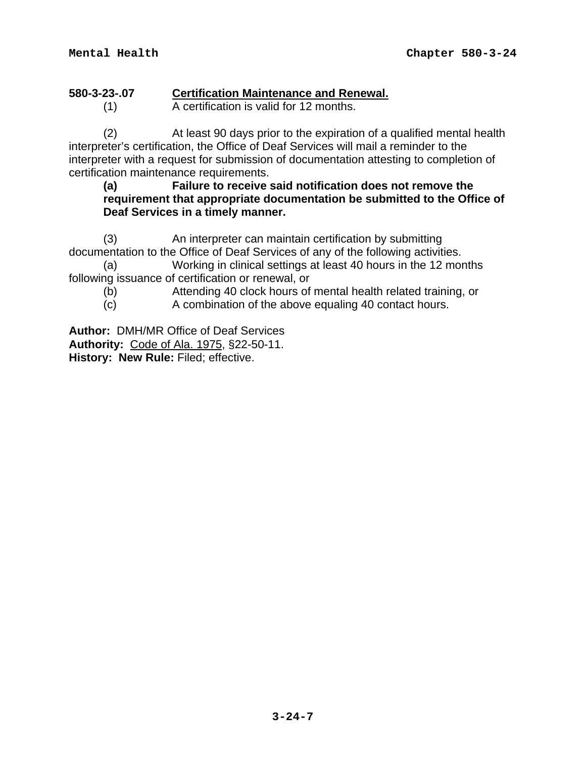**580-3-23-.07 Certification Maintenance and Renewal.**

(1) A certification is valid for 12 months.

(2) At least 90 days prior to the expiration of a qualified mental health interpreter's certification, the Office of Deaf Services will mail a reminder to the interpreter with a request for submission of documentation attesting to completion of certification maintenance requirements.

**(a) Failure to receive said notification does not remove the requirement that appropriate documentation be submitted to the Office of Deaf Services in a timely manner.**

(3) An interpreter can maintain certification by submitting documentation to the Office of Deaf Services of any of the following activities.

(a) Working in clinical settings at least 40 hours in the 12 months following issuance of certification or renewal, or

(b) Attending 40 clock hours of mental health related training, or

(c) A combination of the above equaling 40 contact hours.

**Author:** DMH/MR Office of Deaf Services
**Authority:** Code of Ala. 1975, §22-50-11.
**History: New Rule:** Filed; effective.